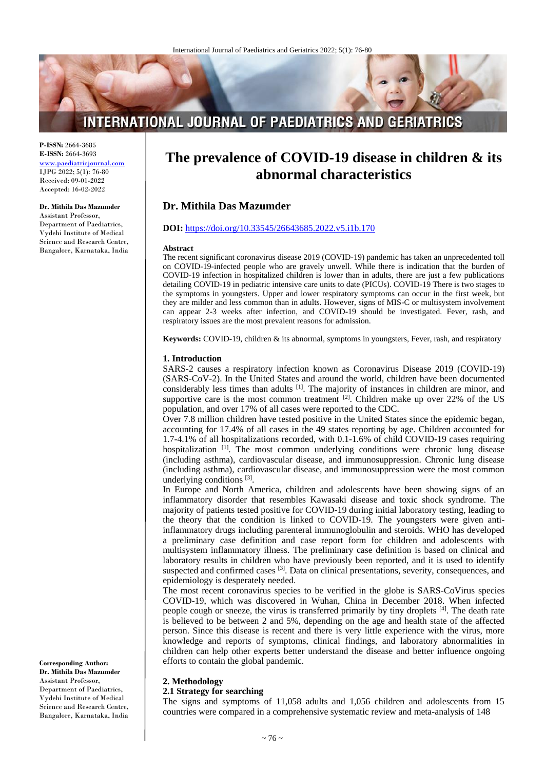**P-ISSN:** 2664-3685
**E-ISSN:** 2664-3693
www.paediatricjournal.com
IJPG 2022; 5(1): 76-80
Received: 09-01-2022
Accepted: 16-02-2022

**Dr. Mithila Das Mazumder**
Assistant Professor,
Department of Paediatrics,
Vydehi Institute of Medical Science and Research Centre,
Bangalore, Karnataka, India

**Corresponding Author:**
**Dr. Mithila Das Mazumder**
Assistant Professor,
Department of Paediatrics,
Vydehi Institute of Medical Science and Research Centre,
Bangalore, Karnataka, India

# The prevalence of COVID-19 disease in children & its abnormal characteristics

## Dr. Mithila Das Mazumder

**DOI:** https://doi.org/10.33545/26643685.2022.v5.i1b.170

### Abstract

The recent significant coronavirus disease 2019 (COVID-19) pandemic has taken an unprecedented toll on COVID-19-infected people who are gravely unwell. While there is indication that the burden of COVID-19 infection in hospitalized children is lower than in adults, there are just a few publications detailing COVID-19 in pediatric intensive care units to date (PICUs). COVID-19 There is two stages to the symptoms in youngsters. Upper and lower respiratory symptoms can occur in the first week, but they are milder and less common than in adults. However, signs of MIS-C or multisystem involvement can appear 2-3 weeks after infection, and COVID-19 should be investigated. Fever, rash, and respiratory issues are the most prevalent reasons for admission.

**Keywords:** COVID-19, children & its abnormal, symptoms in youngsters, Fever, rash, and respiratory

## 1. Introduction

SARS-2 causes a respiratory infection known as Coronavirus Disease 2019 (COVID-19) (SARS-CoV-2). In the United States and around the world, children have been documented considerably less times than adults [1]. The majority of instances in children are minor, and supportive care is the most common treatment [2]. Children make up over 22% of the US population, and over 17% of all cases were reported to the CDC.

Over 7.8 million children have tested positive in the United States since the epidemic began, accounting for 17.4% of all cases in the 49 states reporting by age. Children accounted for 1.7-4.1% of all hospitalizations recorded, with 0.1-1.6% of child COVID-19 cases requiring hospitalization [1]. The most common underlying conditions were chronic lung disease (including asthma), cardiovascular disease, and immunosuppression. Chronic lung disease (including asthma), cardiovascular disease, and immunosuppression were the most common underlying conditions [3].

In Europe and North America, children and adolescents have been showing signs of an inflammatory disorder that resembles Kawasaki disease and toxic shock syndrome. The majority of patients tested positive for COVID-19 during initial laboratory testing, leading to the theory that the condition is linked to COVID-19. The youngsters were given anti-inflammatory drugs including parenteral immunoglobulin and steroids. WHO has developed a preliminary case definition and case report form for children and adolescents with multisystem inflammatory illness. The preliminary case definition is based on clinical and laboratory results in children who have previously been reported, and it is used to identify suspected and confirmed cases [3]. Data on clinical presentations, severity, consequences, and epidemiology is desperately needed.

The most recent coronavirus species to be verified in the globe is SARS-CoVirus species COVID-19, which was discovered in Wuhan, China in December 2018. When infected people cough or sneeze, the virus is transferred primarily by tiny droplets [4]. The death rate is believed to be between 2 and 5%, depending on the age and health state of the affected person. Since this disease is recent and there is very little experience with the virus, more knowledge and reports of symptoms, clinical findings, and laboratory abnormalities in children can help other experts better understand the disease and better influence ongoing efforts to contain the global pandemic.

## 2. Methodology

### 2.1 Strategy for searching

The signs and symptoms of 11,058 adults and 1,056 children and adolescents from 15 countries were compared in a comprehensive systematic review and meta-analysis of 148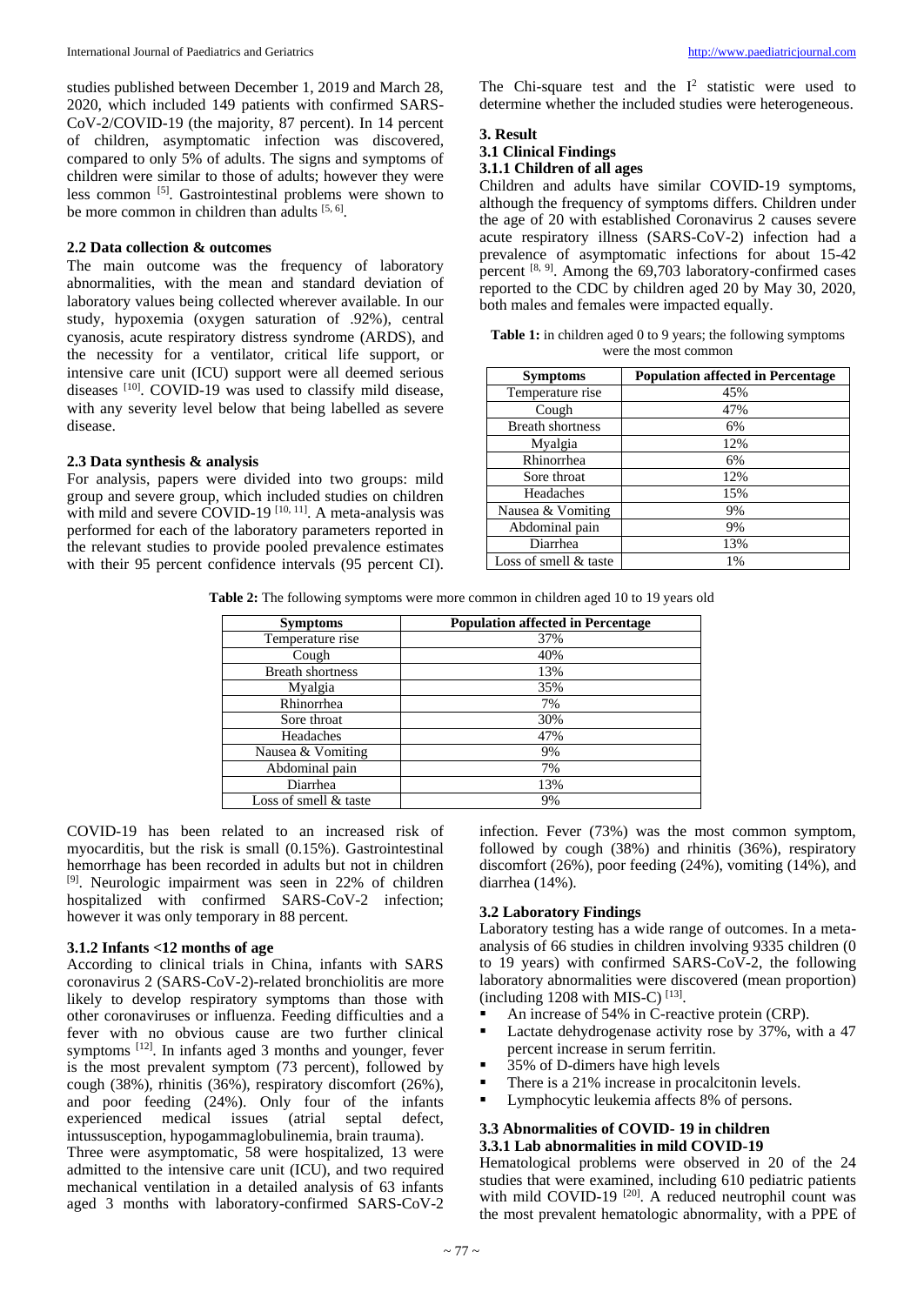studies published between December 1, 2019 and March 28, 2020, which included 149 patients with confirmed SARS-CoV-2/COVID-19 (the majority, 87 percent). In 14 percent of children, asymptomatic infection was discovered, compared to only 5% of adults. The signs and symptoms of children were similar to those of adults; however they were less common [5]. Gastrointestinal problems were shown to be more common in children than adults [5, 6].

### 2.2 Data collection & outcomes

The main outcome was the frequency of laboratory abnormalities, with the mean and standard deviation of laboratory values being collected wherever available. In our study, hypoxemia (oxygen saturation of .92%), central cyanosis, acute respiratory distress syndrome (ARDS), and the necessity for a ventilator, critical life support, or intensive care unit (ICU) support were all deemed serious diseases [10]. COVID-19 was used to classify mild disease, with any severity level below that being labelled as severe disease.

### 2.3 Data synthesis & analysis

For analysis, papers were divided into two groups: mild group and severe group, which included studies on children with mild and severe COVID-19 [10, 11]. A meta-analysis was performed for each of the laboratory parameters reported in the relevant studies to provide pooled prevalence estimates with their 95 percent confidence intervals (95 percent CI). The Chi-square test and the $I^2$ statistic were used to determine whether the included studies were heterogeneous.

## 3. Result

### 3.1 Clinical Findings

### 3.1.1 Children of all ages

Children and adults have similar COVID-19 symptoms, although the frequency of symptoms differs. Children under the age of 20 with established Coronavirus 2 causes severe acute respiratory illness (SARS-CoV-2) infection had a prevalence of asymptomatic infections for about 15-42 percent [8, 9]. Among the 69,703 laboratory-confirmed cases reported to the CDC by children aged 20 by May 30, 2020, both males and females were impacted equally.

**Table 1:** in children aged 0 to 9 years; the following symptoms were the most common

| Symptoms | Population affected in Percentage |
|---|---|
| Temperature rise | 45% |
| Cough | 47% |
| Breath shortness | 6% |
| Myalgia | 12% |
| Rhinorrhea | 6% |
| Sore throat | 12% |
| Headaches | 15% |
| Nausea & Vomiting | 9% |
| Abdominal pain | 9% |
| Diarrhea | 13% |
| Loss of smell & taste | 1% |

**Table 2:** The following symptoms were more common in children aged 10 to 19 years old

| Symptoms | Population affected in Percentage |
|---|---|
| Temperature rise | 37% |
| Cough | 40% |
| Breath shortness | 13% |
| Myalgia | 35% |
| Rhinorrhea | 7% |
| Sore throat | 30% |
| Headaches | 47% |
| Nausea & Vomiting | 9% |
| Abdominal pain | 7% |
| Diarrhea | 13% |
| Loss of smell & taste | 9% |

COVID-19 has been related to an increased risk of myocarditis, but the risk is small (0.15%). Gastrointestinal hemorrhage has been recorded in adults but not in children [9]. Neurologic impairment was seen in 22% of children hospitalized with confirmed SARS-CoV-2 infection; however it was only temporary in 88 percent.

### 3.1.2 Infants <12 months of age

According to clinical trials in China, infants with SARS coronavirus 2 (SARS-CoV-2)-related bronchiolitis are more likely to develop respiratory symptoms than those with other coronaviruses or influenza. Feeding difficulties and a fever with no obvious cause are two further clinical symptoms [12]. In infants aged 3 months and younger, fever is the most prevalent symptom (73 percent), followed by cough (38%), rhinitis (36%), respiratory discomfort (26%), and poor feeding (24%). Only four of the infants experienced medical issues (atrial septal defect, intussusception, hypogammaglobulinemia, brain trauma).

Three were asymptomatic, 58 were hospitalized, 13 were admitted to the intensive care unit (ICU), and two required mechanical ventilation in a detailed analysis of 63 infants aged 3 months with laboratory-confirmed SARS-CoV-2 infection. Fever (73%) was the most common symptom, followed by cough (38%) and rhinitis (36%), respiratory discomfort (26%), poor feeding (24%), vomiting (14%), and diarrhea (14%).

### 3.2 Laboratory Findings

Laboratory testing has a wide range of outcomes. In a meta-analysis of 66 studies in children involving 9335 children (0 to 19 years) with confirmed SARS-CoV-2, the following laboratory abnormalities were discovered (mean proportion) (including 1208 with MIS-C) [13].

- An increase of 54% in C-reactive protein (CRP).
- Lactate dehydrogenase activity rose by 37%, with a 47 percent increase in serum ferritin.
- 35% of D-dimers have high levels
- There is a 21% increase in procalcitonin levels.
- Lymphocytic leukemia affects 8% of persons.

### 3.3 Abnormalities of COVID- 19 in children

### 3.3.1 Lab abnormalities in mild COVID-19

Hematological problems were observed in 20 of the 24 studies that were examined, including 610 pediatric patients with mild COVID-19 [20]. A reduced neutrophil count was the most prevalent hematologic abnormality, with a PPE of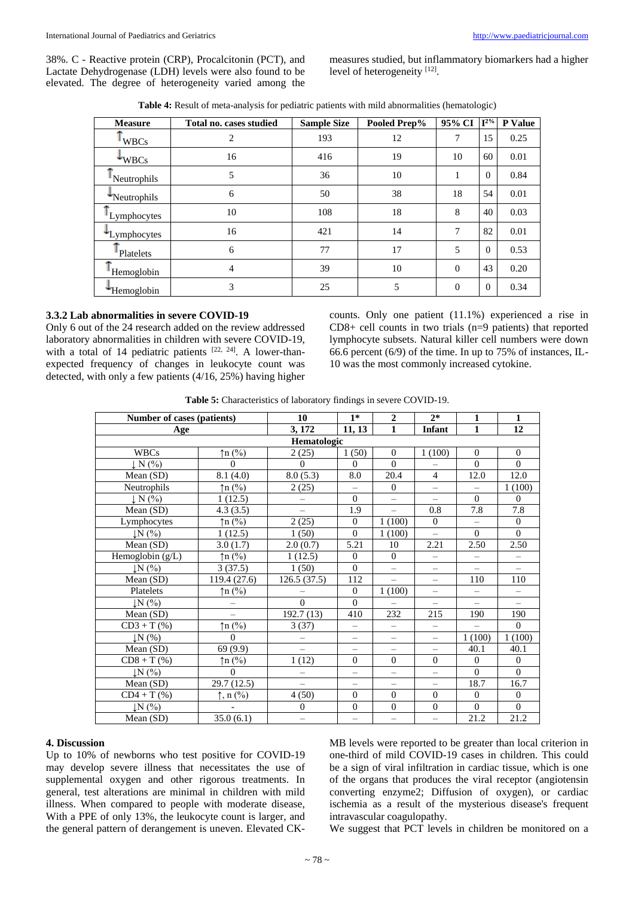38%. C - Reactive protein (CRP), Procalcitonin (PCT), and Lactate Dehydrogenase (LDH) levels were also found to be elevated. The degree of heterogeneity varied among the measures studied, but inflammatory biomarkers had a higher level of heterogeneity [12].

**Table 4:** Result of meta-analysis for pediatric patients with mild abnormalities (hematologic)

| Measure | Total no. cases studied | Sample Size | Pooled Prep% | 95% CI | $I^{2\%}$ | P Value |
|---|---|---|---|---|---|---|
| ↑WBCs | 2 | 193 | 12 | 7 | 15 | 0.25 |
| ↓WBCs | 16 | 416 | 19 | 10 | 60 | 0.01 |
| ↑Neutrophils | 5 | 36 | 10 | 1 | 0 | 0.84 |
| ↓Neutrophils | 6 | 50 | 38 | 18 | 54 | 0.01 |
| ↑Lymphocytes | 10 | 108 | 18 | 8 | 40 | 0.03 |
| ↓Lymphocytes | 16 | 421 | 14 | 7 | 82 | 0.01 |
| ↑Platelets | 6 | 77 | 17 | 5 | 0 | 0.53 |
| ↑Hemoglobin | 4 | 39 | 10 | 0 | 43 | 0.20 |
| ↓Hemoglobin | 3 | 25 | 5 | 0 | 0 | 0.34 |

### 3.3.2 Lab abnormalities in severe COVID-19

Only 6 out of the 24 research added on the review addressed laboratory abnormalities in children with severe COVID-19, with a total of 14 pediatric patients [22, 24]. A lower-than-expected frequency of changes in leukocyte count was detected, with only a few patients (4/16, 25%) having higher counts. Only one patient (11.1%) experienced a rise in CD8+ cell counts in two trials (n=9 patients) that reported lymphocyte subsets. Natural killer cell numbers were down 66.6 percent (6/9) of the time. In up to 75% of instances, IL-10 was the most commonly increased cytokine.

**Table 5:** Characteristics of laboratory findings in severe COVID-19.

| Number of cases (patients) | | 10 | 1* | 2 | 2* | 1 | 1 |
|---|---|---|---|---|---|---|---|
| Age | | 3, 172 | 11, 13 | 1 | Infant | 1 | 12 |
| **Hematologic** | | | | | | | |
| WBCs | ↑n (%) | 2 (25) | 1 (50) | 0 | 1 (100) | 0 | 0 |
| ↓ N (%) | 0 | 0 | 0 | 0 | – | 0 | 0 |
| Mean (SD) | 8.1 (4.0) | 8.0 (5.3) | 8.0 | 20.4 | 4 | 12.0 | 12.0 |
| Neutrophils | ↑n (%) | 2 (25) | – | 0 | – | – | 1 (100) |
| ↓ N (%) | 1 (12.5) | – | 0 | – | – | 0 | 0 |
| Mean (SD) | 4.3 (3.5) | – | 1.9 | – | 0.8 | 7.8 | 7.8 |
| Lymphocytes | ↑n (%) | 2 (25) | 0 | 1 (100) | 0 | – | 0 |
| ↓N (%) | 1 (12.5) | 1 (50) | 0 | 1 (100) | – | 0 | 0 |
| Mean (SD) | 3.0 (1.7) | 2.0 (0.7) | 5.21 | 10 | 2.21 | 2.50 | 2.50 |
| Hemoglobin (g/L) | ↑n (%) | 1 (12.5) | 0 | 0 | – | – | – |
| ↓N (%) | 3 (37.5) | 1 (50) | 0 | – | – | – | – |
| Mean (SD) | 119.4 (27.6) | 126.5 (37.5) | 112 | – | – | 110 | 110 |
| Platelets | ↑n (%) | – | 0 | 1 (100) | – | – | – |
| ↓N (%) | – | 0 | 0 | – | – | – | – |
| Mean (SD) | – | 192.7 (13) | 410 | 232 | 215 | 190 | 190 |
| CD3 + T (%) | ↑n (%) | 3 (37) | – | – | – | – | 0 |
| ↓N (%) | 0 | – | – | – | – | 1 (100) | 1 (100) |
| Mean (SD) | 69 (9.9) | – | – | – | – | 40.1 | 40.1 |
| CD8 + T (%) | ↑n (%) | 1 (12) | 0 | 0 | 0 | 0 | 0 |
| ↓N (%) | 0 | – | – | – | – | 0 | 0 |
| Mean (SD) | 29.7 (12.5) | – | – | – | – | 18.7 | 16.7 |
| CD4 + T (%) | ↑, n (%) | 4 (50) | 0 | 0 | 0 | 0 | 0 |
| ↓N (%) | - | 0 | 0 | 0 | 0 | 0 | 0 |
| Mean (SD) | 35.0 (6.1) | – | – | – | – | 21.2 | 21.2 |

## 4. Discussion

Up to 10% of newborns who test positive for COVID-19 may develop severe illness that necessitates the use of supplemental oxygen and other rigorous treatments. In general, test alterations are minimal in children with mild illness. When compared to people with moderate disease, With a PPE of only 13%, the leukocyte count is larger, and the general pattern of derangement is uneven. Elevated CK-MB levels were reported to be greater than local criterion in one-third of mild COVID-19 cases in children. This could be a sign of viral infiltration in cardiac tissue, which is one of the organs that produces the viral receptor (angiotensin converting enzyme2; Diffusion of oxygen), or cardiac ischemia as a result of the mysterious disease's frequent intravascular coagulopathy.

We suggest that PCT levels in children be monitored on a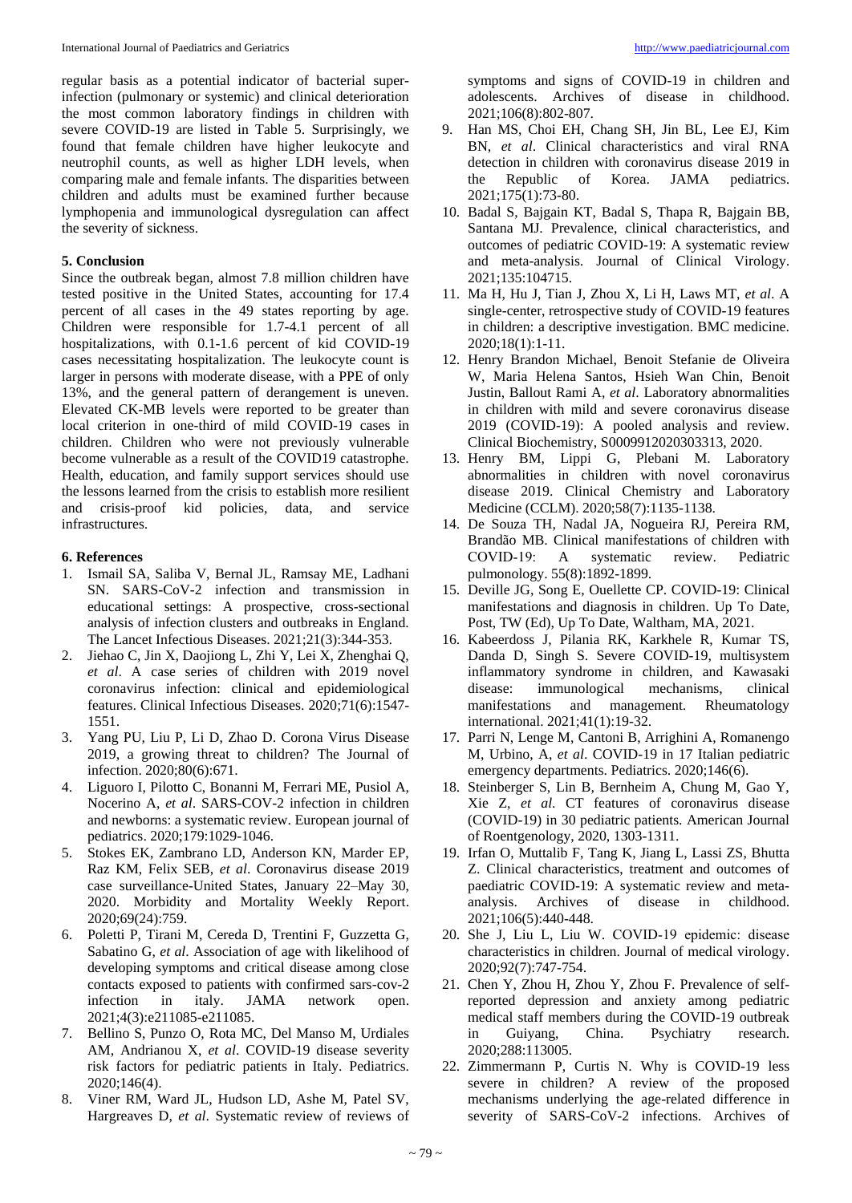regular basis as a potential indicator of bacterial super-infection (pulmonary or systemic) and clinical deterioration the most common laboratory findings in children with severe COVID-19 are listed in Table 5. Surprisingly, we found that female children have higher leukocyte and neutrophil counts, as well as higher LDH levels, when comparing male and female infants. The disparities between children and adults must be examined further because lymphopenia and immunological dysregulation can affect the severity of sickness.

**5. Conclusion**

Since the outbreak began, almost 7.8 million children have tested positive in the United States, accounting for 17.4 percent of all cases in the 49 states reporting by age. Children were responsible for 1.7-4.1 percent of all hospitalizations, with 0.1-1.6 percent of kid COVID-19 cases necessitating hospitalization. The leukocyte count is larger in persons with moderate disease, with a PPE of only 13%, and the general pattern of derangement is uneven. Elevated CK-MB levels were reported to be greater than local criterion in one-third of mild COVID-19 cases in children. Children who were not previously vulnerable become vulnerable as a result of the COVID19 catastrophe. Health, education, and family support services should use the lessons learned from the crisis to establish more resilient and crisis-proof kid policies, data, and service infrastructures.

**6. References**

1. Ismail SA, Saliba V, Bernal JL, Ramsay ME, Ladhani SN. SARS-CoV-2 infection and transmission in educational settings: A prospective, cross-sectional analysis of infection clusters and outbreaks in England. The Lancet Infectious Diseases. 2021;21(3):344-353.
2. Jiehao C, Jin X, Daojiong L, Zhi Y, Lei X, Zhenghai Q, *et al*. A case series of children with 2019 novel coronavirus infection: clinical and epidemiological features. Clinical Infectious Diseases. 2020;71(6):1547-1551.
3. Yang PU, Liu P, Li D, Zhao D. Corona Virus Disease 2019, a growing threat to children? The Journal of infection. 2020;80(6):671.
4. Liguoro I, Pilotto C, Bonanni M, Ferrari ME, Pusiol A, Nocerino A, *et al*. SARS-COV-2 infection in children and newborns: a systematic review. European journal of pediatrics. 2020;179:1029-1046.
5. Stokes EK, Zambrano LD, Anderson KN, Marder EP, Raz KM, Felix SEB, *et al*. Coronavirus disease 2019 case surveillance-United States, January 22–May 30, 2020. Morbidity and Mortality Weekly Report. 2020;69(24):759.
6. Poletti P, Tirani M, Cereda D, Trentini F, Guzzetta G, Sabatino G, *et al*. Association of age with likelihood of developing symptoms and critical disease among close contacts exposed to patients with confirmed sars-cov-2 infection in italy. JAMA network open. 2021;4(3):e211085-e211085.
7. Bellino S, Punzo O, Rota MC, Del Manso M, Urdiales AM, Andrianou X, *et al*. COVID-19 disease severity risk factors for pediatric patients in Italy. Pediatrics. 2020;146(4).
8. Viner RM, Ward JL, Hudson LD, Ashe M, Patel SV, Hargreaves D, *et al*. Systematic review of reviews of symptoms and signs of COVID-19 in children and adolescents. Archives of disease in childhood. 2021;106(8):802-807.
9. Han MS, Choi EH, Chang SH, Jin BL, Lee EJ, Kim BN, *et al*. Clinical characteristics and viral RNA detection in children with coronavirus disease 2019 in the Republic of Korea. JAMA pediatrics. 2021;175(1):73-80.
10. Badal S, Bajgain KT, Badal S, Thapa R, Bajgain BB, Santana MJ. Prevalence, clinical characteristics, and outcomes of pediatric COVID-19: A systematic review and meta-analysis. Journal of Clinical Virology. 2021;135:104715.
11. Ma H, Hu J, Tian J, Zhou X, Li H, Laws MT, *et al*. A single-center, retrospective study of COVID-19 features in children: a descriptive investigation. BMC medicine. 2020;18(1):1-11.
12. Henry Brandon Michael, Benoit Stefanie de Oliveira W, Maria Helena Santos, Hsieh Wan Chin, Benoit Justin, Ballout Rami A, *et al*. Laboratory abnormalities in children with mild and severe coronavirus disease 2019 (COVID-19): A pooled analysis and review. Clinical Biochemistry, S0009912020303313, 2020.
13. Henry BM, Lippi G, Plebani M. Laboratory abnormalities in children with novel coronavirus disease 2019. Clinical Chemistry and Laboratory Medicine (CCLM). 2020;58(7):1135-1138.
14. De Souza TH, Nadal JA, Nogueira RJ, Pereira RM, Brandão MB. Clinical manifestations of children with COVID-19: A systematic review. Pediatric pulmonology. 55(8):1892-1899.
15. Deville JG, Song E, Ouellette CP. COVID-19: Clinical manifestations and diagnosis in children. Up To Date, Post, TW (Ed), Up To Date, Waltham, MA, 2021.
16. Kabeerdoss J, Pilania RK, Karkhele R, Kumar TS, Danda D, Singh S. Severe COVID-19, multisystem inflammatory syndrome in children, and Kawasaki disease: immunological mechanisms, clinical manifestations and management. Rheumatology international. 2021;41(1):19-32.
17. Parri N, Lenge M, Cantoni B, Arrighini A, Romanengo M, Urbino, A, *et al*. COVID-19 in 17 Italian pediatric emergency departments. Pediatrics. 2020;146(6).
18. Steinberger S, Lin B, Bernheim A, Chung M, Gao Y, Xie Z, *et al.* CT features of coronavirus disease (COVID-19) in 30 pediatric patients. American Journal of Roentgenology, 2020, 1303-1311.
19. Irfan O, Muttalib F, Tang K, Jiang L, Lassi ZS, Bhutta Z. Clinical characteristics, treatment and outcomes of paediatric COVID-19: A systematic review and meta-analysis. Archives of disease in childhood. 2021;106(5):440-448.
20. She J, Liu L, Liu W. COVID-19 epidemic: disease characteristics in children. Journal of medical virology. 2020;92(7):747-754.
21. Chen Y, Zhou H, Zhou Y, Zhou F. Prevalence of self-reported depression and anxiety among pediatric medical staff members during the COVID-19 outbreak in Guiyang, China. Psychiatry research. 2020;288:113005.
22. Zimmermann P, Curtis N. Why is COVID-19 less severe in children? A review of the proposed mechanisms underlying the age-related difference in severity of SARS-CoV-2 infections. Archives of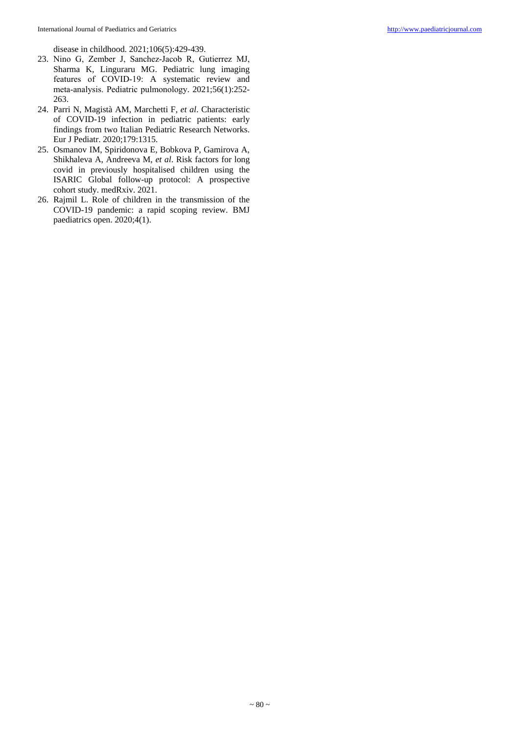disease in childhood. 2021;106(5):429-439.

23. Nino G, Zember J, Sanchez-Jacob R, Gutierrez MJ, Sharma K, Linguraru MG. Pediatric lung imaging features of COVID-19: A systematic review and meta-analysis. Pediatric pulmonology. 2021;56(1):252-263.
24. Parri N, Magistà AM, Marchetti F, *et al*. Characteristic of COVID-19 infection in pediatric patients: early findings from two Italian Pediatric Research Networks. Eur J Pediatr. 2020;179:1315.
25. Osmanov IM, Spiridonova E, Bobkova P, Gamirova A, Shikhaleva A, Andreeva M, *et al*. Risk factors for long covid in previously hospitalised children using the ISARIC Global follow-up protocol: A prospective cohort study. medRxiv. 2021.
26. Rajmil L. Role of children in the transmission of the COVID-19 pandemic: a rapid scoping review. BMJ paediatrics open. 2020;4(1).